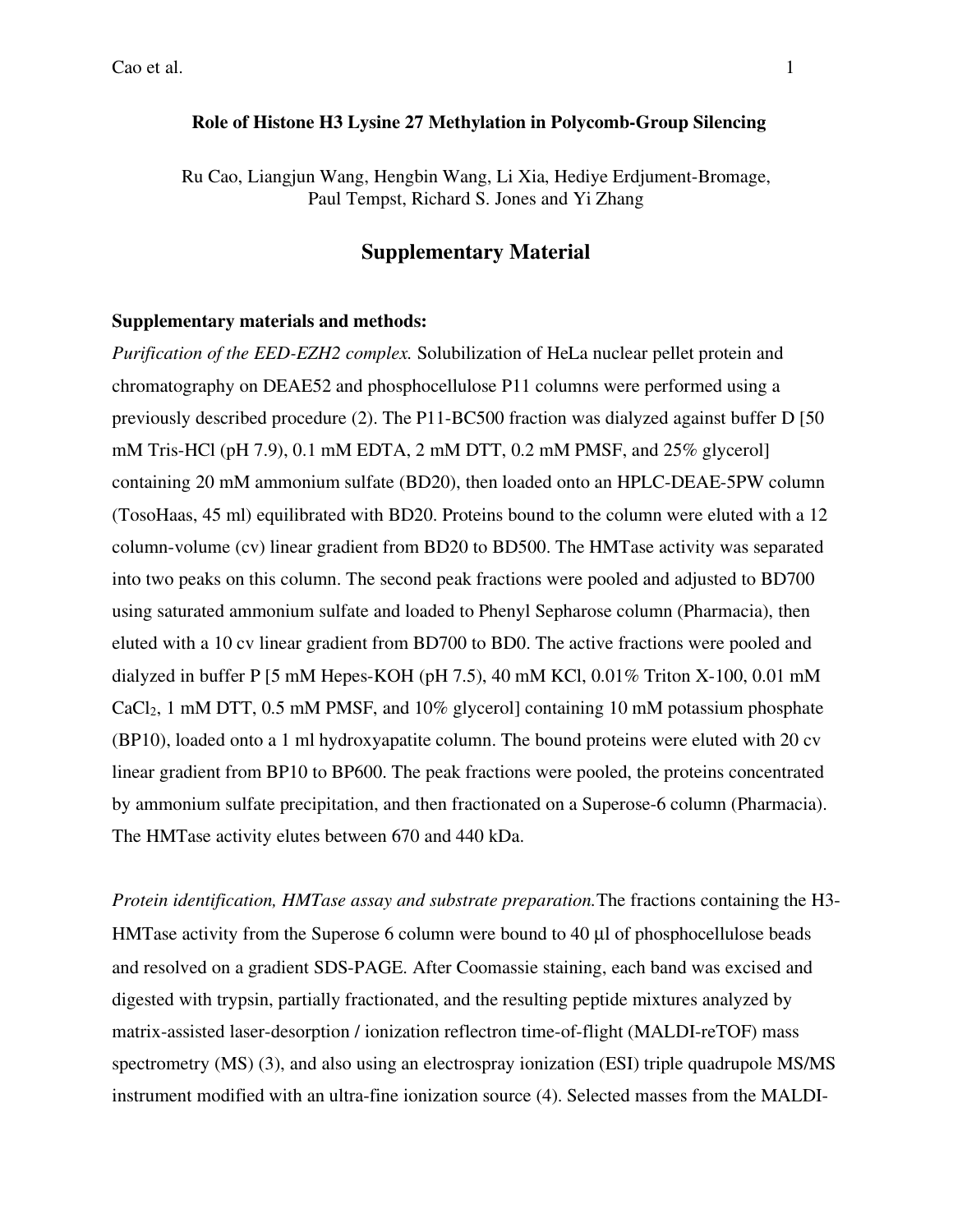**Role of Histone H3 Lysine 27 Methylation in Polycomb-Group Silencing**

Ru Cao, Liangjun Wang, Hengbin Wang, Li Xia, Hediye Erdjument-Bromage, Paul Tempst, Richard S. Jones and Yi Zhang

# Supplementary Material

### Supplementary materials and methods:

*Purification of the EED-EZH2 complex.* Solubilization of HeLa nuclear pellet protein and chromatography on DEAE52 and phosphocellulose P11 columns were performed using a previously described procedure (2). The P11-BC500 fraction was dialyzed against buffer D [50 mM Tris-HCl (pH 7.9), 0.1 mM EDTA, 2 mM DTT, 0.2 mM PMSF, and 25% glycerol] containing 20 mM ammonium sulfate (BD20), then loaded onto an HPLC-DEAE-5PW column (TosoHaas, 45 ml) equilibrated with BD20. Proteins bound to the column were eluted with a 12 column-volume (cv) linear gradient from BD20 to BD500. The HMTase activity was separated into two peaks on this column. The second peak fractions were pooled and adjusted to BD700 using saturated ammonium sulfate and loaded to Phenyl Sepharose column (Pharmacia), then eluted with a 10 cv linear gradient from BD700 to BD0. The active fractions were pooled and dialyzed in buffer P [5 mM Hepes-KOH (pH 7.5), 40 mM KCl, 0.01% Triton X-100, 0.01 mM $CaCl_2$, 1 mM DTT, 0.5 mM PMSF, and 10% glycerol] containing 10 mM potassium phosphate (BP10), loaded onto a 1 ml hydroxyapatite column. The bound proteins were eluted with 20 cv linear gradient from BP10 to BP600. The peak fractions were pooled, the proteins concentrated by ammonium sulfate precipitation, and then fractionated on a Superose-6 column (Pharmacia). The HMTase activity elutes between 670 and 440 kDa.

*Protein identification, HMTase assay and substrate preparation.* The fractions containing the H3-HMTase activity from the Superose 6 column were bound to 40 µl of phosphocellulose beads and resolved on a gradient SDS-PAGE. After Coomassie staining, each band was excised and digested with trypsin, partially fractionated, and the resulting peptide mixtures analyzed by matrix-assisted laser-desorption / ionization reflectron time-of-flight (MALDI-reTOF) mass spectrometry (MS) (3), and also using an electrospray ionization (ESI) triple quadrupole MS/MS instrument modified with an ultra-fine ionization source (4). Selected masses from the MALDI-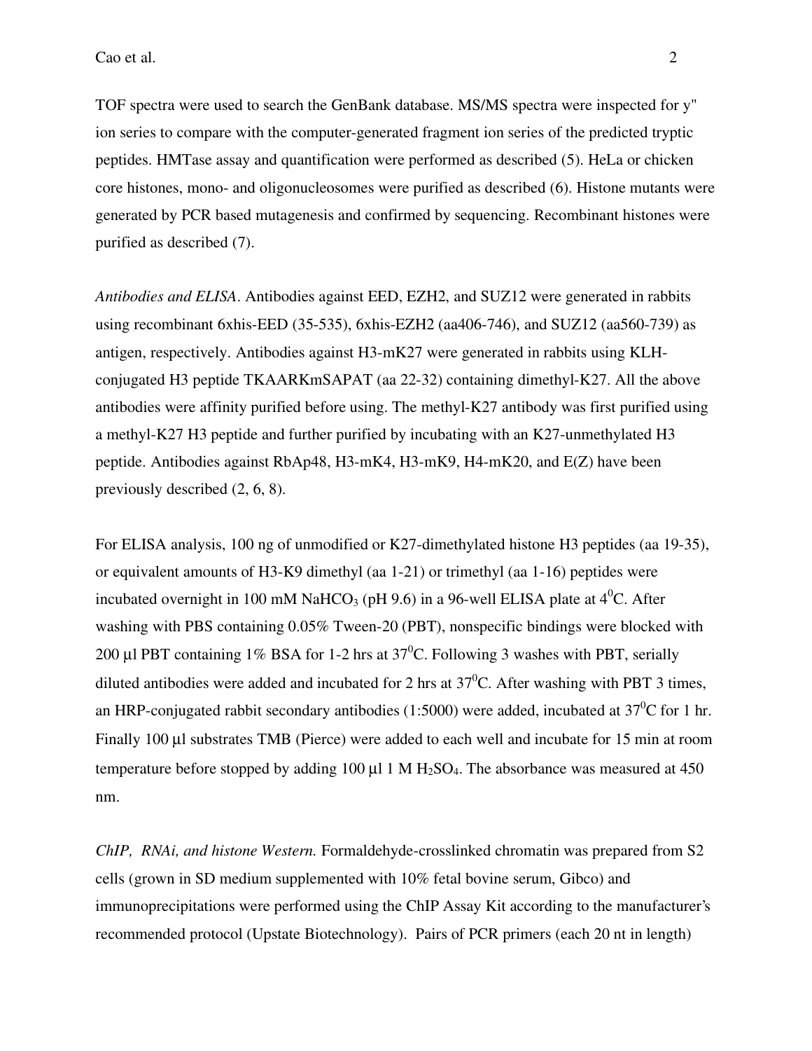TOF spectra were used to search the GenBank database. MS/MS spectra were inspected for y" ion series to compare with the computer-generated fragment ion series of the predicted tryptic peptides. HMTase assay and quantification were performed as described (5). HeLa or chicken core histones, mono- and oligonucleosomes were purified as described (6). Histone mutants were generated by PCR based mutagenesis and confirmed by sequencing. Recombinant histones were purified as described (7).

*Antibodies and ELISA*. Antibodies against EED, EZH2, and SUZ12 were generated in rabbits using recombinant 6xhis-EED (35-535), 6xhis-EZH2 (aa406-746), and SUZ12 (aa560-739) as antigen, respectively. Antibodies against H3-mK27 were generated in rabbits using KLH-conjugated H3 peptide TKAARKmSAPAT (aa 22-32) containing dimethyl-K27. All the above antibodies were affinity purified before using. The methyl-K27 antibody was first purified using a methyl-K27 H3 peptide and further purified by incubating with an K27-unmethylated H3 peptide. Antibodies against RbAp48, H3-mK4, H3-mK9, H4-mK20, and E(Z) have been previously described (2, 6, 8).

For ELISA analysis, 100 ng of unmodified or K27-dimethylated histone H3 peptides (aa 19-35), or equivalent amounts of H3-K9 dimethyl (aa 1-21) or trimethyl (aa 1-16) peptides were incubated overnight in 100 mM $NaHCO_3$ (pH 9.6) in a 96-well ELISA plate at $4^0$C. After washing with PBS containing 0.05% Tween-20 (PBT), nonspecific bindings were blocked with 200 µl PBT containing 1% BSA for 1-2 hrs at $37^0$C. Following 3 washes with PBT, serially diluted antibodies were added and incubated for 2 hrs at $37^0$C. After washing with PBT 3 times, an HRP-conjugated rabbit secondary antibodies (1:5000) were added, incubated at $37^0$C for 1 hr. Finally 100 µl substrates TMB (Pierce) were added to each well and incubate for 15 min at room temperature before stopped by adding 100 µl 1 M $H_2SO_4$. The absorbance was measured at 450 nm.

*ChIP, RNAi, and histone Western.* Formaldehyde-crosslinked chromatin was prepared from S2 cells (grown in SD medium supplemented with 10% fetal bovine serum, Gibco) and immunoprecipitations were performed using the ChIP Assay Kit according to the manufacturer's recommended protocol (Upstate Biotechnology). Pairs of PCR primers (each 20 nt in length)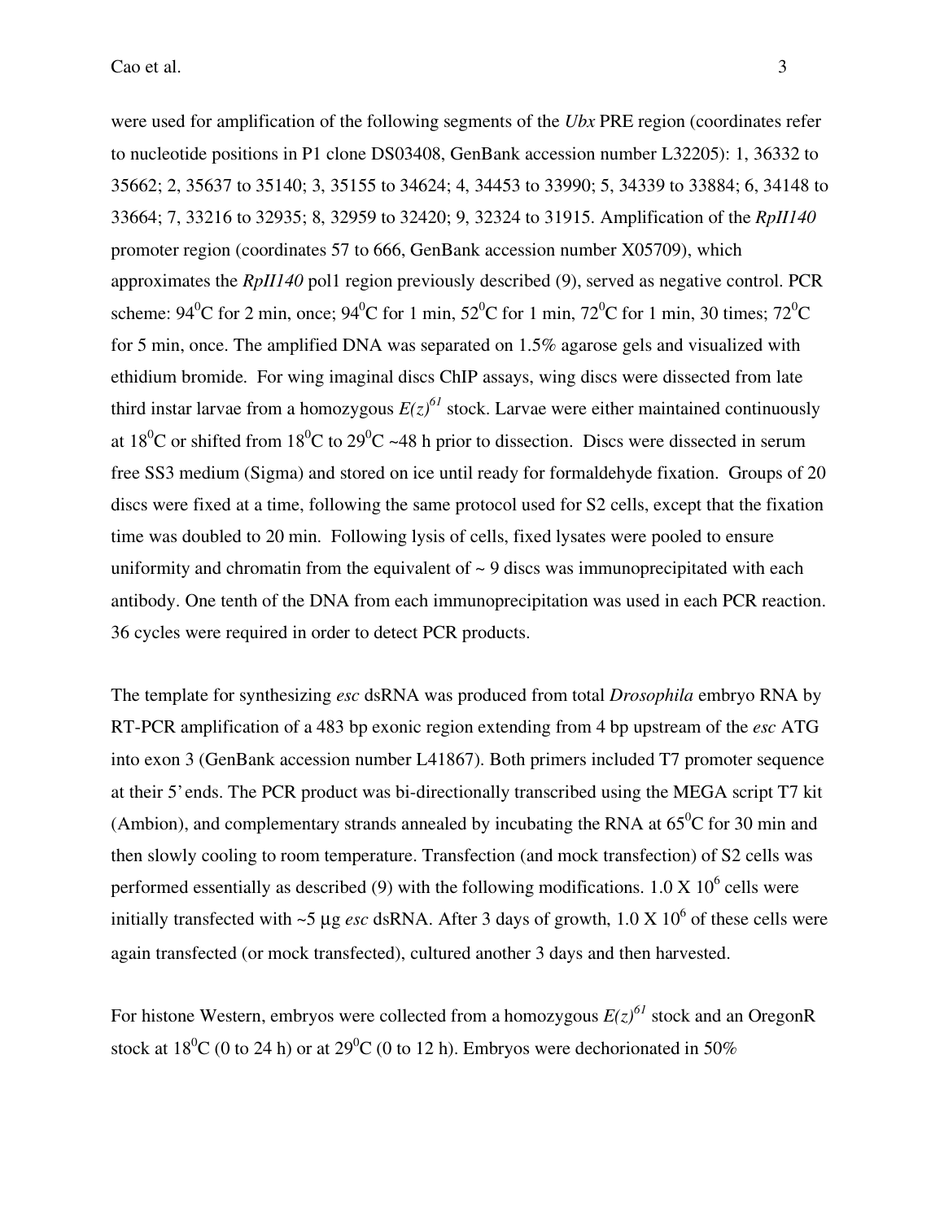were used for amplification of the following segments of the *Ubx* PRE region (coordinates refer to nucleotide positions in P1 clone DS03408, GenBank accession number L32205): 1, 36332 to 35662; 2, 35637 to 35140; 3, 35155 to 34624; 4, 34453 to 33990; 5, 34339 to 33884; 6, 34148 to 33664; 7, 33216 to 32935; 8, 32959 to 32420; 9, 32324 to 31915. Amplification of the *RpII140* promoter region (coordinates 57 to 666, GenBank accession number X05709), which approximates the *RpII140* pol1 region previously described (9), served as negative control. PCR scheme: $94^0$C for 2 min, once; $94^0$C for 1 min, $52^0$C for 1 min, $72^0$C for 1 min, 30 times; $72^0$C for 5 min, once. The amplified DNA was separated on 1.5% agarose gels and visualized with ethidium bromide. For wing imaginal discs ChIP assays, wing discs were dissected from late third instar larvae from a homozygous *E(z)*$^{61}$ stock. Larvae were either maintained continuously at $18^0$C or shifted from $18^0$C to $29^0$C ~48 h prior to dissection. Discs were dissected in serum free SS3 medium (Sigma) and stored on ice until ready for formaldehyde fixation. Groups of 20 discs were fixed at a time, following the same protocol used for S2 cells, except that the fixation time was doubled to 20 min. Following lysis of cells, fixed lysates were pooled to ensure uniformity and chromatin from the equivalent of ~ 9 discs was immunoprecipitated with each antibody. One tenth of the DNA from each immunoprecipitation was used in each PCR reaction. 36 cycles were required in order to detect PCR products.

The template for synthesizing *esc* dsRNA was produced from total *Drosophila* embryo RNA by RT-PCR amplification of a 483 bp exonic region extending from 4 bp upstream of the *esc* ATG into exon 3 (GenBank accession number L41867). Both primers included T7 promoter sequence at their 5' ends. The PCR product was bi-directionally transcribed using the MEGA script T7 kit (Ambion), and complementary strands annealed by incubating the RNA at $65^0$C for 30 min and then slowly cooling to room temperature. Transfection (and mock transfection) of S2 cells was performed essentially as described (9) with the following modifications. 1.0 X $10^6$ cells were initially transfected with ~5 µg *esc* dsRNA. After 3 days of growth, 1.0 X $10^6$ of these cells were again transfected (or mock transfected), cultured another 3 days and then harvested.

For histone Western, embryos were collected from a homozygous *E(z)*$^{61}$ stock and an OregonR stock at $18^0$C (0 to 24 h) or at $29^0$C (0 to 12 h). Embryos were dechorionated in 50%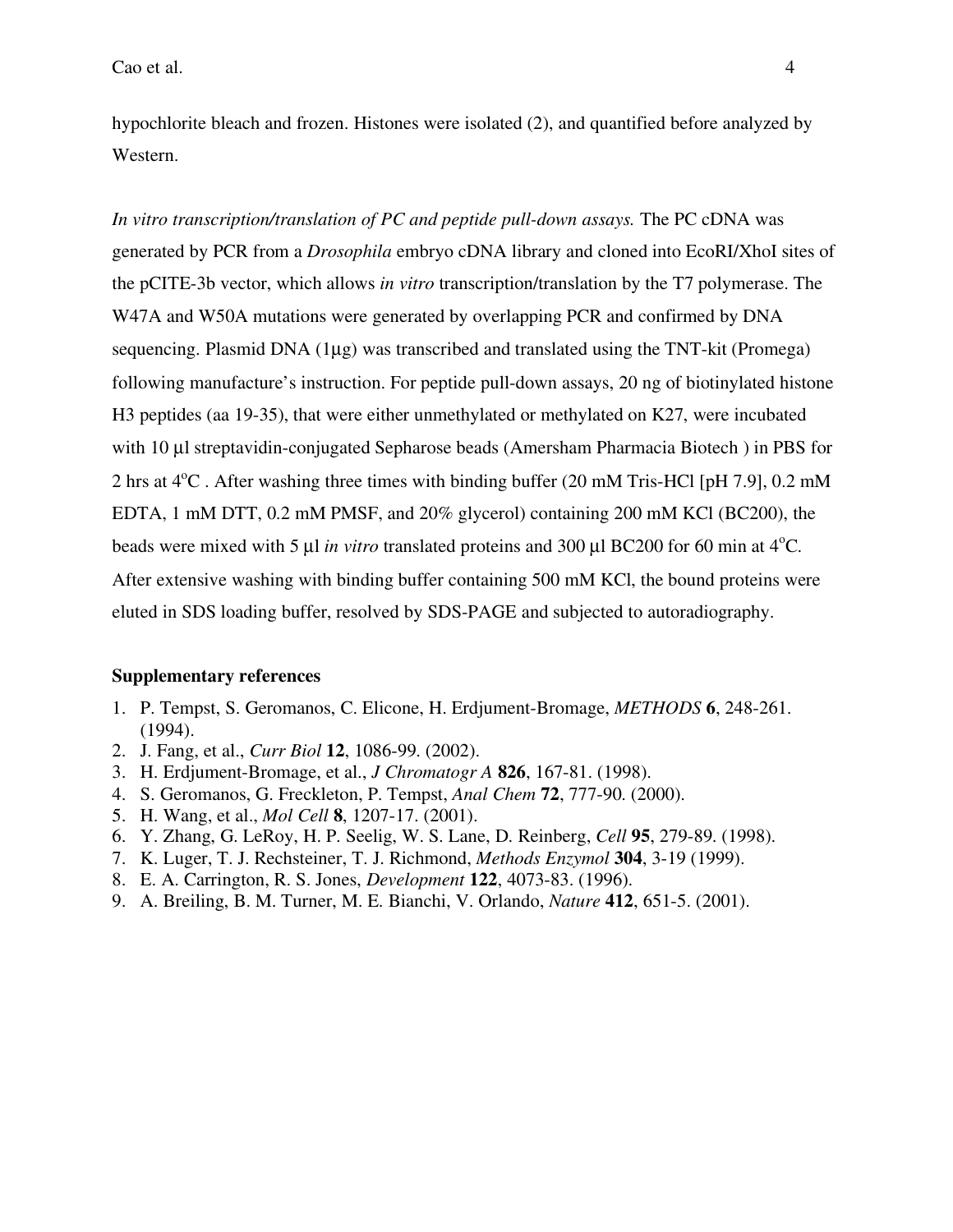hypochlorite bleach and frozen. Histones were isolated (2), and quantified before analyzed by Western.

*In vitro transcription/translation of PC and peptide pull-down assays.* The PC cDNA was generated by PCR from a *Drosophila* embryo cDNA library and cloned into EcoRI/XhoI sites of the pCITE-3b vector, which allows *in vitro* transcription/translation by the T7 polymerase. The W47A and W50A mutations were generated by overlapping PCR and confirmed by DNA sequencing. Plasmid DNA (1µg) was transcribed and translated using the TNT-kit (Promega) following manufacture's instruction. For peptide pull-down assays, 20 ng of biotinylated histone H3 peptides (aa 19-35), that were either unmethylated or methylated on K27, were incubated with 10 µl streptavidin-conjugated Sepharose beads (Amersham Pharmacia Biotech ) in PBS for 2 hrs at $4^{o}$C . After washing three times with binding buffer (20 mM Tris-HCl [pH 7.9], 0.2 mM EDTA, 1 mM DTT, 0.2 mM PMSF, and 20% glycerol) containing 200 mM KCl (BC200), the beads were mixed with 5 µl *in vitro* translated proteins and 300 µl BC200 for 60 min at $4^{o}$C. After extensive washing with binding buffer containing 500 mM KCl, the bound proteins were eluted in SDS loading buffer, resolved by SDS-PAGE and subjected to autoradiography.

**Supplementary references**

1. P. Tempst, S. Geromanos, C. Elicone, H. Erdjument-Bromage, *METHODS* **6**, 248-261. (1994).
2. J. Fang, et al., *Curr Biol* **12**, 1086-99. (2002).
3. H. Erdjument-Bromage, et al., *J Chromatogr A* **826**, 167-81. (1998).
4. S. Geromanos, G. Freckleton, P. Tempst, *Anal Chem* **72**, 777-90. (2000).
5. H. Wang, et al., *Mol Cell* **8**, 1207-17. (2001).
6. Y. Zhang, G. LeRoy, H. P. Seelig, W. S. Lane, D. Reinberg, *Cell* **95**, 279-89. (1998).
7. K. Luger, T. J. Rechsteiner, T. J. Richmond, *Methods Enzymol* **304**, 3-19 (1999).
8. E. A. Carrington, R. S. Jones, *Development* **122**, 4073-83. (1996).
9. A. Breiling, B. M. Turner, M. E. Bianchi, V. Orlando, *Nature* **412**, 651-5. (2001).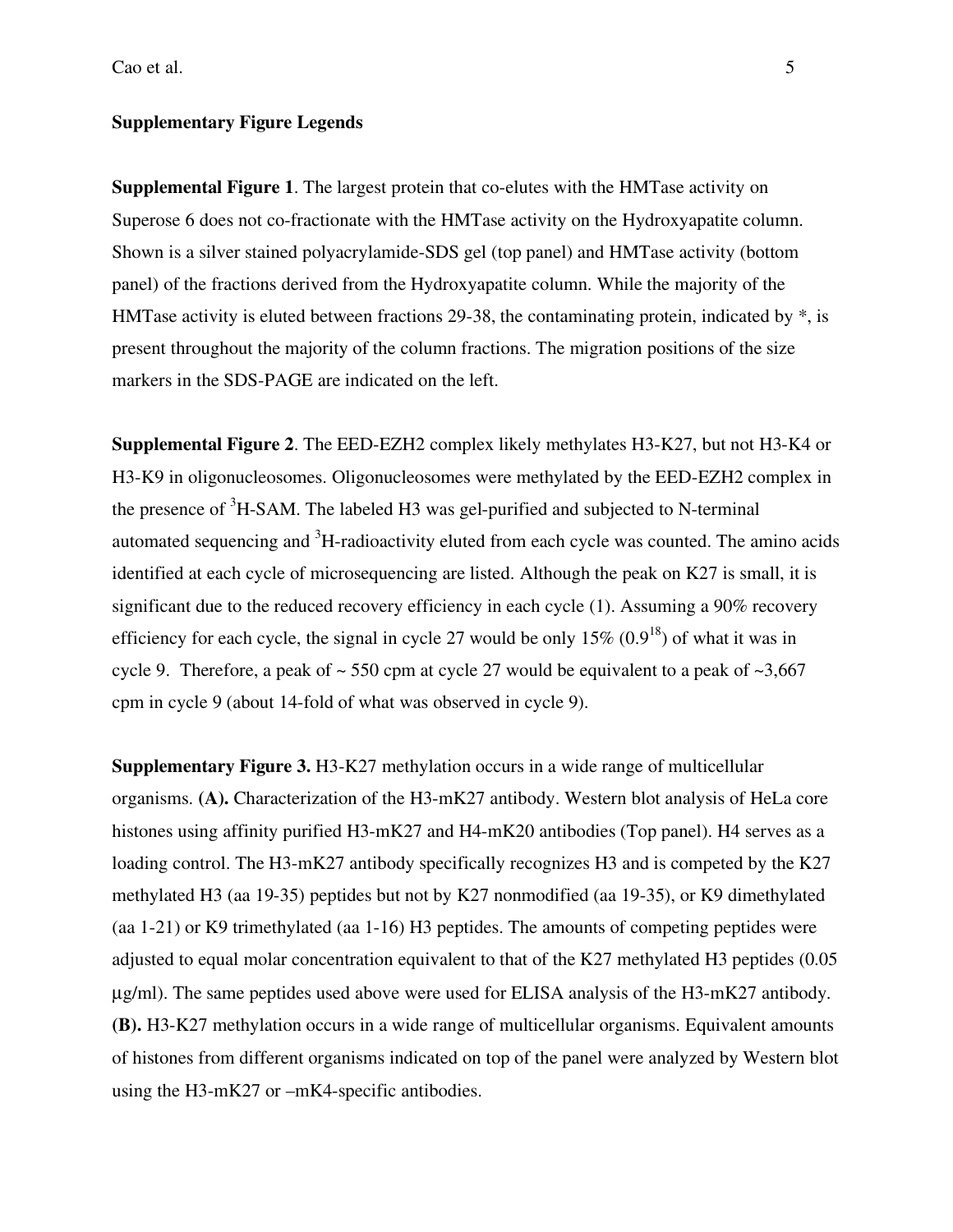### Supplementary Figure Legends

**Supplemental Figure 1**. The largest protein that co-elutes with the HMTase activity on Superose 6 does not co-fractionate with the HMTase activity on the Hydroxyapatite column. Shown is a silver stained polyacrylamide-SDS gel (top panel) and HMTase activity (bottom panel) of the fractions derived from the Hydroxyapatite column. While the majority of the HMTase activity is eluted between fractions 29-38, the contaminating protein, indicated by *, is present throughout the majority of the column fractions. The migration positions of the size markers in the SDS-PAGE are indicated on the left.

**Supplemental Figure 2**. The EED-EZH2 complex likely methylates H3-K27, but not H3-K4 or H3-K9 in oligonucleosomes. Oligonucleosomes were methylated by the EED-EZH2 complex in the presence of $^{3}$H-SAM. The labeled H3 was gel-purified and subjected to N-terminal automated sequencing and $^{3}$H-radioactivity eluted from each cycle was counted. The amino acids identified at each cycle of microsequencing are listed. Although the peak on K27 is small, it is significant due to the reduced recovery efficiency in each cycle (1). Assuming a 90% recovery efficiency for each cycle, the signal in cycle 27 would be only 15% ($0.9^{18}$) of what it was in cycle 9. Therefore, a peak of ~ 550 cpm at cycle 27 would be equivalent to a peak of ~3,667 cpm in cycle 9 (about 14-fold of what was observed in cycle 9).

**Supplementary Figure 3.** H3-K27 methylation occurs in a wide range of multicellular organisms. **(A).** Characterization of the H3-mK27 antibody. Western blot analysis of HeLa core histones using affinity purified H3-mK27 and H4-mK20 antibodies (Top panel). H4 serves as a loading control. The H3-mK27 antibody specifically recognizes H3 and is competed by the K27 methylated H3 (aa 19-35) peptides but not by K27 nonmodified (aa 19-35), or K9 dimethylated (aa 1-21) or K9 trimethylated (aa 1-16) H3 peptides. The amounts of competing peptides were adjusted to equal molar concentration equivalent to that of the K27 methylated H3 peptides (0.05 µg/ml). The same peptides used above were used for ELISA analysis of the H3-mK27 antibody. **(B).** H3-K27 methylation occurs in a wide range of multicellular organisms. Equivalent amounts of histones from different organisms indicated on top of the panel were analyzed by Western blot using the H3-mK27 or –mK4-specific antibodies.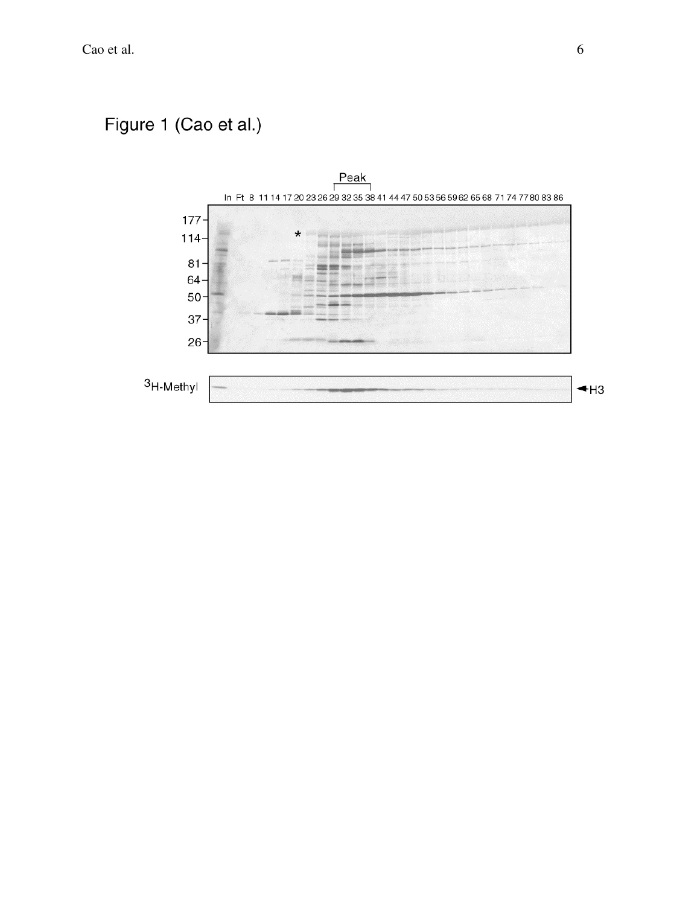Figure 1 (Cao et al.)

Peak

In Ft 8 11 14 17 20 23 26 29 32 35 38 41 44 47 50 53 56 59 62 65 68 71 74 77 80 83 86

177
114
81
64
50
37
26

*

$^{3}$H-Methyl

H3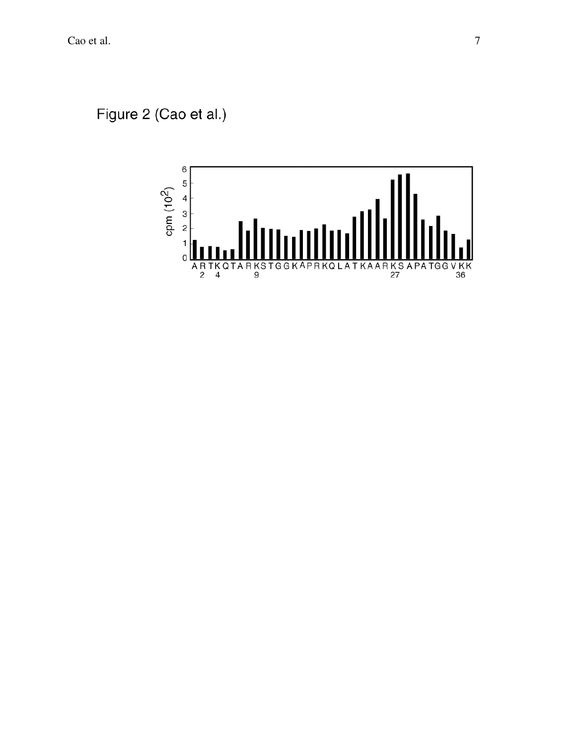Figure 2 (Cao et al.)

cpm ($10^2$)

6
5
4
3
2
1
0

A R T K Q T A R K S T G G K A P R K Q L A T K A A R K S A P A T G G V K K

2 4 9 27 36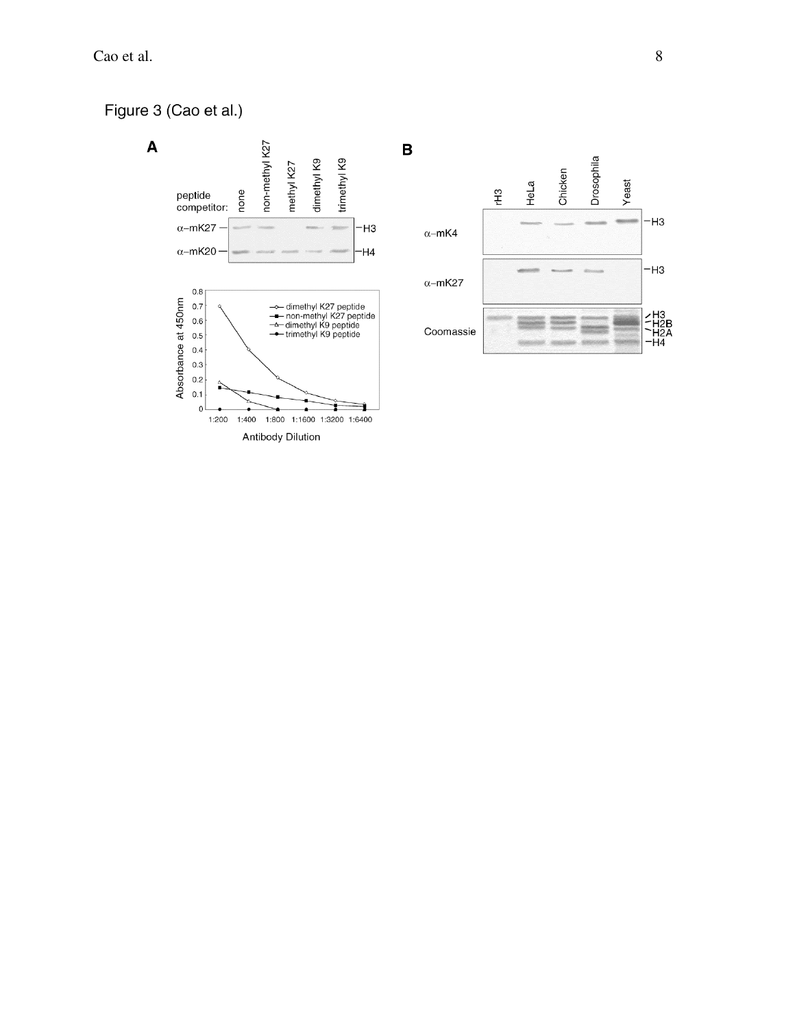Figure 3 (Cao et al.)

**A**

peptide competitor: none, non-methyl K27, methyl K27, dimethyl K9, trimethyl K9

α–mK27 — H3

α–mK20 — H4

0.8
0.7
0.6
0.5
0.4
0.3
0.2
0.1
0

Absorbance at 450nm

1:200 1:400 1:800 1:1600 1:3200 1:6400

Antibody Dilution

dimethyl K27 peptide
non-methyl K27 peptide
dimethyl K9 peptide
trimethyl K9 peptide

**B**

rH3, HeLa, Chicken, Drosophila, Yeast

α–mK4 — H3

α–mK27 — H3

Coomassie — H3, H2B, H2A, H4